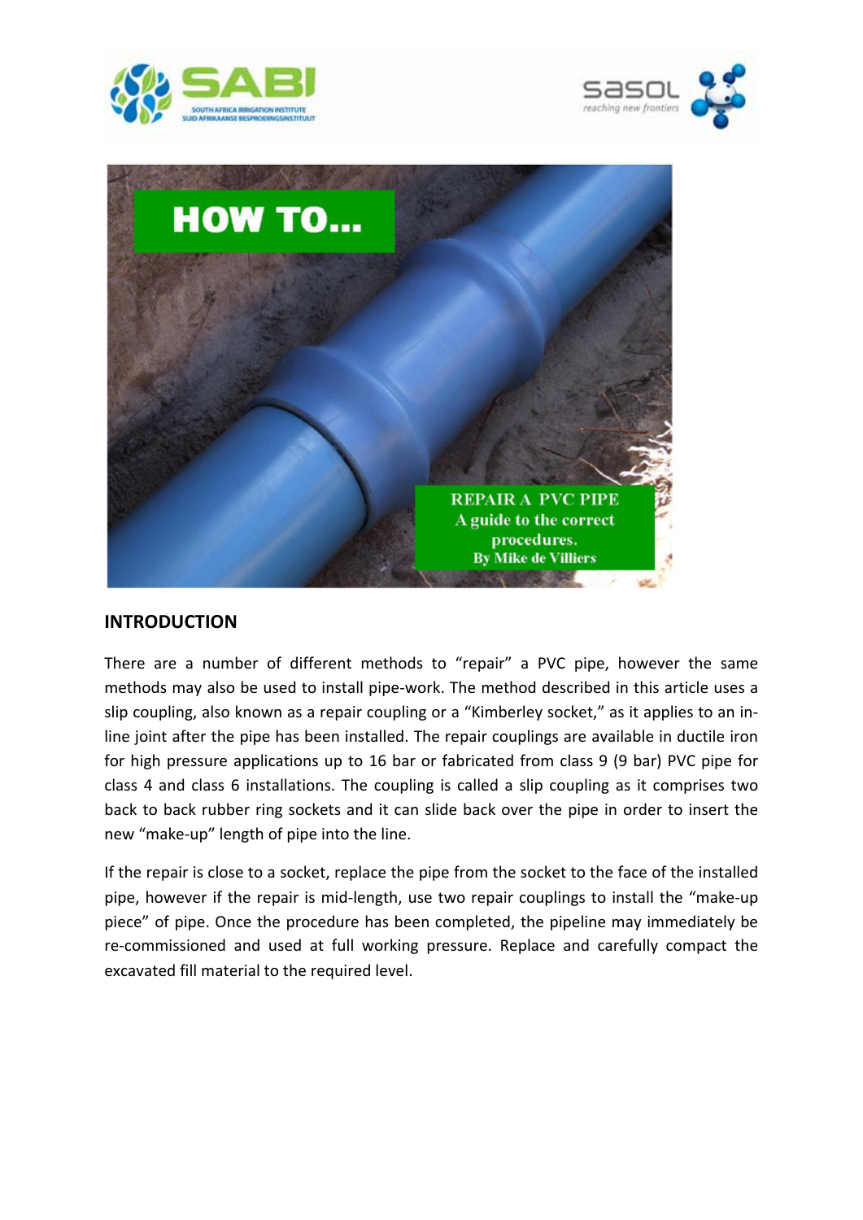# HOW TO...

**REPAIR A PVC PIPE**
**A guide to the correct procedures.**
**By Mike de Villiers**

## INTRODUCTION

There are a number of different methods to "repair" a PVC pipe, however the same methods may also be used to install pipe-work. The method described in this article uses a slip coupling, also known as a repair coupling or a "Kimberley socket," as it applies to an in-line joint after the pipe has been installed. The repair couplings are available in ductile iron for high pressure applications up to 16 bar or fabricated from class 9 (9 bar) PVC pipe for class 4 and class 6 installations. The coupling is called a slip coupling as it comprises two back to back rubber ring sockets and it can slide back over the pipe in order to insert the new "make-up" length of pipe into the line.

If the repair is close to a socket, replace the pipe from the socket to the face of the installed pipe, however if the repair is mid-length, use two repair couplings to install the "make-up piece" of pipe. Once the procedure has been completed, the pipeline may immediately be re-commissioned and used at full working pressure. Replace and carefully compact the excavated fill material to the required level.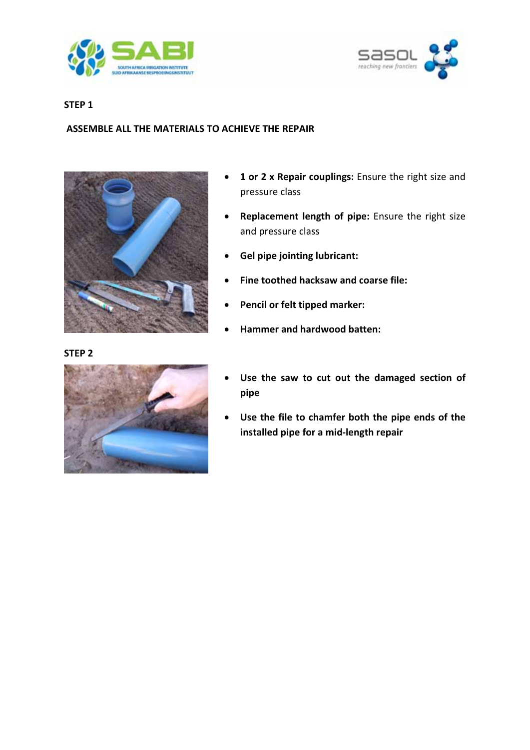**STEP 1**

**ASSEMBLE ALL THE MATERIALS TO ACHIEVE THE REPAIR**

- **1 or 2 x Repair couplings:** Ensure the right size and pressure class
- **Replacement length of pipe:** Ensure the right size and pressure class
- **Gel pipe jointing lubricant:**
- **Fine toothed hacksaw and coarse file:**
- **Pencil or felt tipped marker:**
- **Hammer and hardwood batten:**

**STEP 2**

- **Use the saw to cut out the damaged section of pipe**
- **Use the file to chamfer both the pipe ends of the installed pipe for a mid-length repair**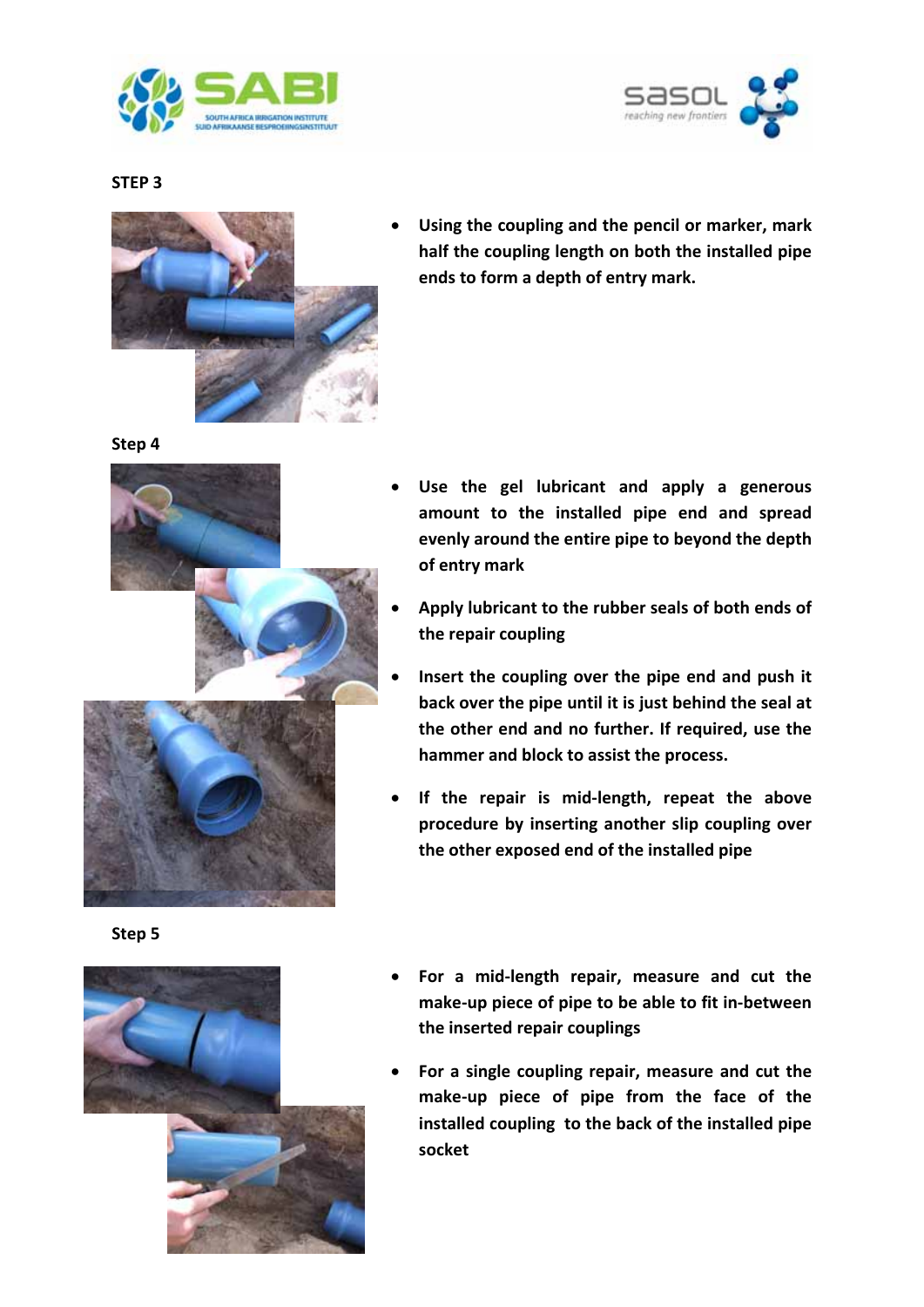## STEP 3

- Using the coupling and the pencil or marker, mark half the coupling length on both the installed pipe ends to form a depth of entry mark.

## Step 4

- Use the gel lubricant and apply a generous amount to the installed pipe end and spread evenly around the entire pipe to beyond the depth of entry mark
- Apply lubricant to the rubber seals of both ends of the repair coupling
- Insert the coupling over the pipe end and push it back over the pipe until it is just behind the seal at the other end and no further. If required, use the hammer and block to assist the process.
- If the repair is mid-length, repeat the above procedure by inserting another slip coupling over the other exposed end of the installed pipe

## Step 5

- For a mid-length repair, measure and cut the make-up piece of pipe to be able to fit in-between the inserted repair couplings
- For a single coupling repair, measure and cut the make-up piece of pipe from the face of the installed coupling to the back of the installed pipe socket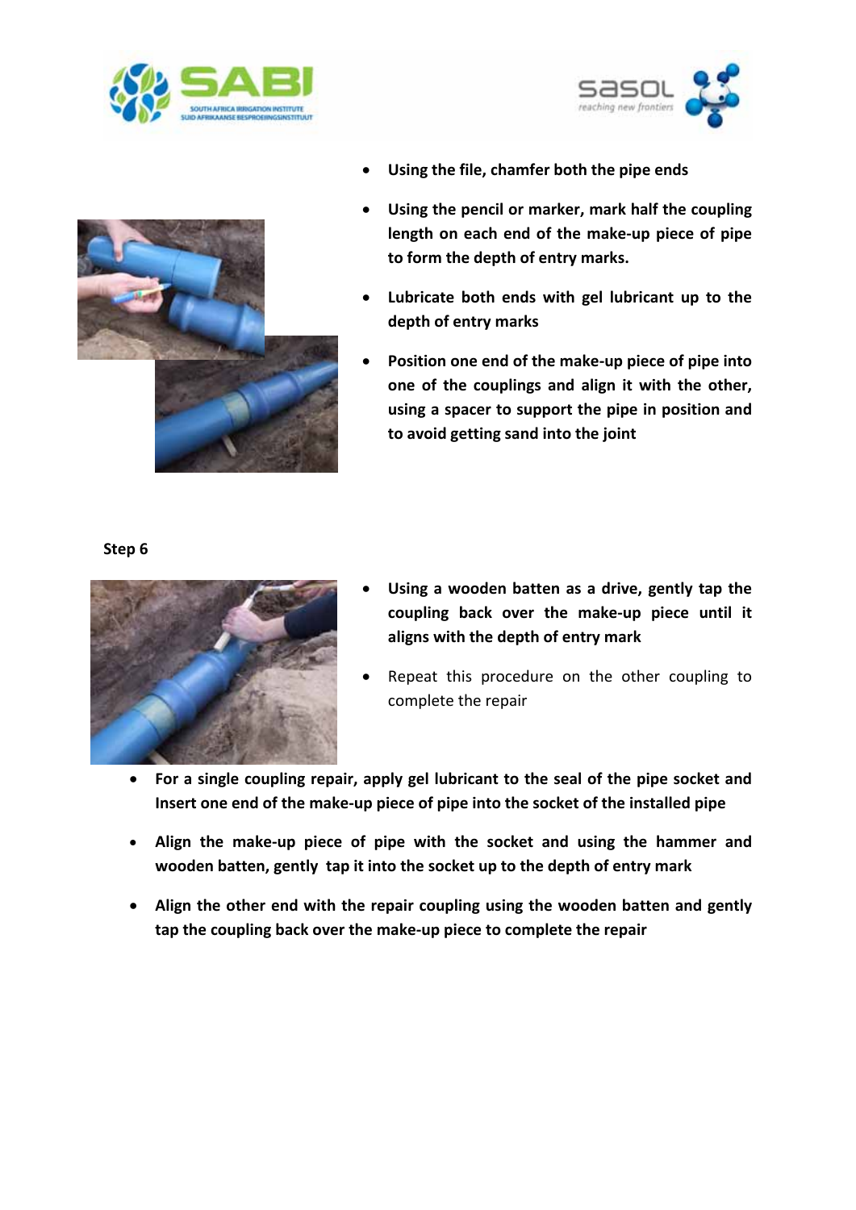- **Using the file, chamfer both the pipe ends**
- **Using the pencil or marker, mark half the coupling length on each end of the make-up piece of pipe to form the depth of entry marks.**
- **Lubricate both ends with gel lubricant up to the depth of entry marks**
- **Position one end of the make-up piece of pipe into one of the couplings and align it with the other, using a spacer to support the pipe in position and to avoid getting sand into the joint**

**Step 6**

- **Using a wooden batten as a drive, gently tap the coupling back over the make-up piece until it aligns with the depth of entry mark**
- Repeat this procedure on the other coupling to complete the repair
- **For a single coupling repair, apply gel lubricant to the seal of the pipe socket and Insert one end of the make-up piece of pipe into the socket of the installed pipe**
- **Align the make-up piece of pipe with the socket and using the hammer and wooden batten, gently tap it into the socket up to the depth of entry mark**
- **Align the other end with the repair coupling using the wooden batten and gently tap the coupling back over the make-up piece to complete the repair**